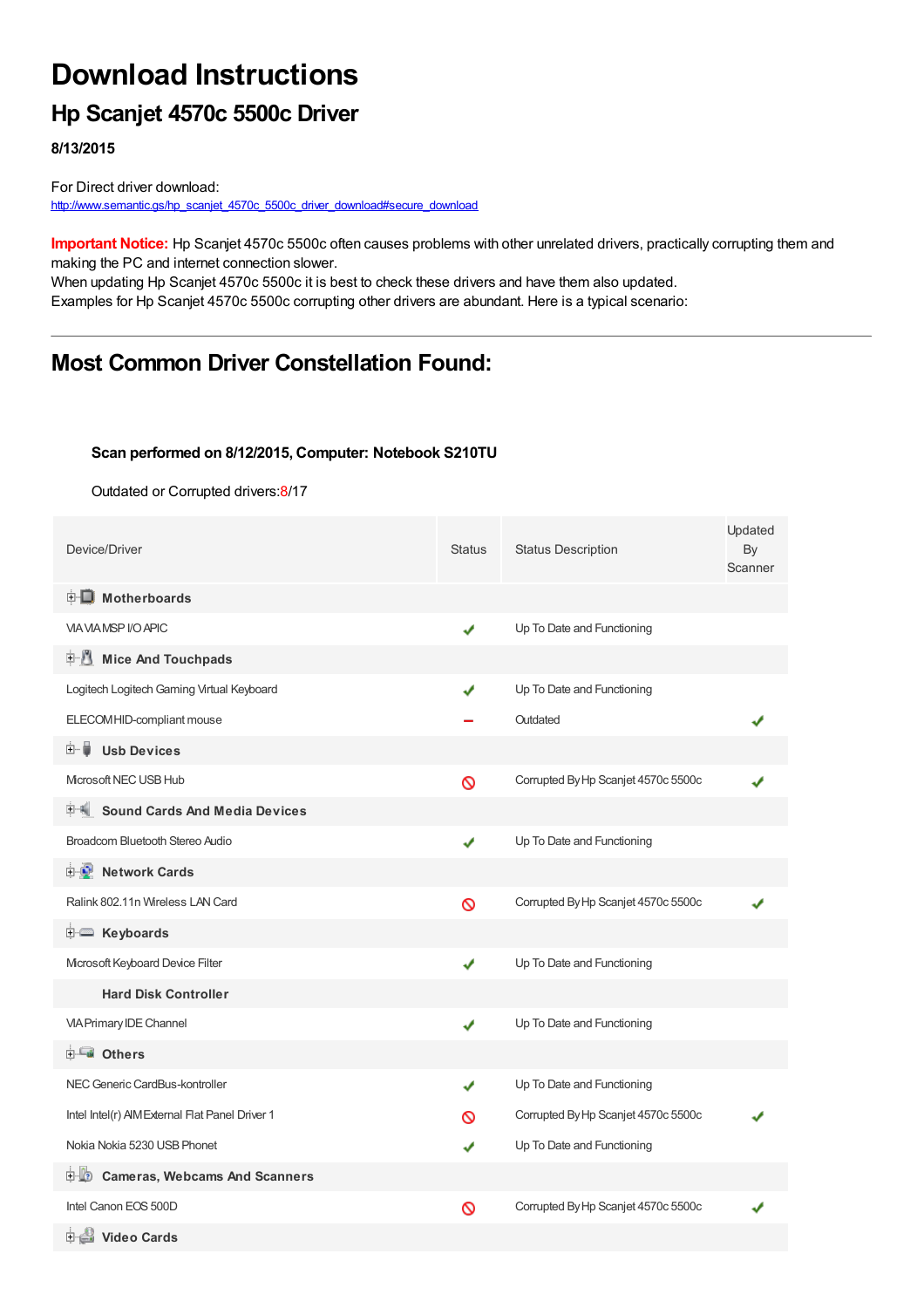# Download Instructions

## Hp Scanjet 4570c 5500c Driver

**8/13/2015**

For Direct driver download:
http://www.semantic.gs/hp_scanjet_4570c_5500c_driver_download#secure_download

**Important Notice:** Hp Scanjet 4570c 5500c often causes problems with other unrelated drivers, practically corrupting them and making the PC and internet connection slower.
When updating Hp Scanjet 4570c 5500c it is best to check these drivers and have them also updated.
Examples for Hp Scanjet 4570c 5500c corrupting other drivers are abundant. Here is a typical scenario:

---

## Most Common Driver Constellation Found:

**Scan performed on 8/12/2015, Computer: Notebook S210TU**

Outdated or Corrupted drivers:8/17

| Device/Driver | Status | Status Description | Updated By Scanner |
|---|---|---|---|
| **Motherboards** | | | |
| VIA VIA MSP I/O APIC | ✔ | Up To Date and Functioning | |
| **Mice And Touchpads** | | | |
| Logitech Logitech Gaming Virtual Keyboard | ✔ | Up To Date and Functioning | |
| ELECOM HID-compliant mouse | – | Outdated | ✔ |
| **Usb Devices** | | | |
| Microsoft NEC USB Hub | ⊘ | Corrupted By Hp Scanjet 4570c 5500c | ✔ |
| **Sound Cards And Media Devices** | | | |
| Broadcom Bluetooth Stereo Audio | ✔ | Up To Date and Functioning | |
| **Network Cards** | | | |
| Ralink 802.11n Wireless LAN Card | ⊘ | Corrupted By Hp Scanjet 4570c 5500c | ✔ |
| **Keyboards** | | | |
| Microsoft Keyboard Device Filter | ✔ | Up To Date and Functioning | |
| **Hard Disk Controller** | | | |
| VIA Primary IDE Channel | ✔ | Up To Date and Functioning | |
| **Others** | | | |
| NEC Generic CardBus-kontroller | ✔ | Up To Date and Functioning | |
| Intel Intel(r) AIM External Flat Panel Driver 1 | ⊘ | Corrupted By Hp Scanjet 4570c 5500c | ✔ |
| Nokia Nokia 5230 USB Phonet | ✔ | Up To Date and Functioning | |
| **Cameras, Webcams And Scanners** | | | |
| Intel Canon EOS 500D | ⊘ | Corrupted By Hp Scanjet 4570c 5500c | ✔ |
| **Video Cards** | | | |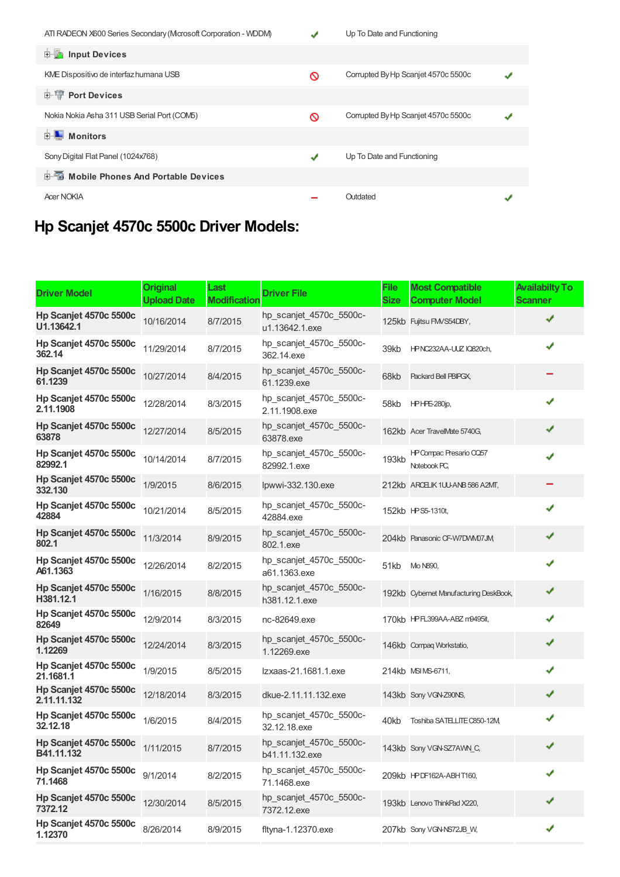| ATI RADEON X600 Series Secondary (Microsoft Corporation - WDDM) | ✔ | Up To Date and Functioning | |
|---|---|---|---|
| **Input Devices** | | | |
| KME Dispositivo de interfaz humana USB | 🚫 | Corrupted By Hp Scanjet 4570c 5500c | ✔ |
| **Port Devices** | | | |
| Nokia Nokia Asha 311 USB Serial Port (COM5) | 🚫 | Corrupted By Hp Scanjet 4570c 5500c | ✔ |
| **Monitors** | | | |
| Sony Digital Flat Panel (1024x768) | ✔ | Up To Date and Functioning | |
| **Mobile Phones And Portable Devices** | | | |
| Acer NOKIA | − | Outdated | ✔ |

# Hp Scanjet 4570c 5500c Driver Models:

| Driver Model | Original Upload Date | Last Modification | Driver File | File Size | Most Compatible Computer Model | Availabilty To Scanner |
|---|---|---|---|---|---|---|
| **Hp Scanjet 4570c 5500c U1.13642.1** | 10/16/2014 | 8/7/2015 | hp_scanjet_4570c_5500c-u1.13642.1.exe | 125kb | Fujitsu FMVS54DBY, | ✔ |
| **Hp Scanjet 4570c 5500c 362.14** | 11/29/2014 | 8/7/2015 | hp_scanjet_4570c_5500c-362.14.exe | 39kb | HP NC232AA-UUZ IQ820ch, | ✔ |
| **Hp Scanjet 4570c 5500c 61.1239** | 10/27/2014 | 8/4/2015 | hp_scanjet_4570c_5500c-61.1239.exe | 68kb | Packard Bell PBIPGX, | − |
| **Hp Scanjet 4570c 5500c 2.11.1908** | 12/28/2014 | 8/3/2015 | hp_scanjet_4570c_5500c-2.11.1908.exe | 58kb | HP HPE-280jp, | ✔ |
| **Hp Scanjet 4570c 5500c 63878** | 12/27/2014 | 8/5/2015 | hp_scanjet_4570c_5500c-63878.exe | 162kb | Acer TravelMate 5740G, | ✔ |
| **Hp Scanjet 4570c 5500c 82992.1** | 10/14/2014 | 8/7/2015 | hp_scanjet_4570c_5500c-82992.1.exe | 193kb | HP Compaq Presario CQ57 Notebook PC, | ✔ |
| **Hp Scanjet 4570c 5500c 332.130** | 1/9/2015 | 8/6/2015 | lpwwi-332.130.exe | 212kb | ARCELIK 1UU-ANB 586 A2MT, | − |
| **Hp Scanjet 4570c 5500c 42884** | 10/21/2014 | 8/5/2015 | hp_scanjet_4570c_5500c-42884.exe | 152kb | HP S5-1310t, | ✔ |
| **Hp Scanjet 4570c 5500c 802.1** | 11/3/2014 | 8/9/2015 | hp_scanjet_4570c_5500c-802.1.exe | 204kb | Panasonic CF-W7DWM07JM, | ✔ |
| **Hp Scanjet 4570c 5500c A61.1363** | 12/26/2014 | 8/2/2015 | hp_scanjet_4570c_5500c-a61.1363.exe | 51kb | Mio N890, | ✔ |
| **Hp Scanjet 4570c 5500c H381.12.1** | 1/16/2015 | 8/8/2015 | hp_scanjet_4570c_5500c-h381.12.1.exe | 192kb | Cybernet Manufacturing DeskBook, | ✔ |
| **Hp Scanjet 4570c 5500c 82649** | 12/9/2014 | 8/3/2015 | nc-82649.exe | 170kb | HP FL399AA-ABZ m9495it, | ✔ |
| **Hp Scanjet 4570c 5500c 1.12269** | 12/24/2014 | 8/3/2015 | hp_scanjet_4570c_5500c-1.12269.exe | 146kb | Compaq Workstatio, | ✔ |
| **Hp Scanjet 4570c 5500c 21.1681.1** | 1/9/2015 | 8/5/2015 | lzxaas-21.1681.1.exe | 214kb | MSI MS-6711, | ✔ |
| **Hp Scanjet 4570c 5500c 2.11.11.132** | 12/18/2014 | 8/3/2015 | dkue-2.11.11.132.exe | 143kb | Sony VGN-Z90NS, | ✔ |
| **Hp Scanjet 4570c 5500c 32.12.18** | 1/6/2015 | 8/4/2015 | hp_scanjet_4570c_5500c-32.12.18.exe | 40kb | Toshiba SATELLITE C850-12M, | ✔ |
| **Hp Scanjet 4570c 5500c B41.11.132** | 1/11/2015 | 8/7/2015 | hp_scanjet_4570c_5500c-b41.11.132.exe | 143kb | Sony VGN-SZ7AWN_C, | ✔ |
| **Hp Scanjet 4570c 5500c 71.1468** | 9/1/2014 | 8/2/2015 | hp_scanjet_4570c_5500c-71.1468.exe | 209kb | HP DF162A-ABH T160, | ✔ |
| **Hp Scanjet 4570c 5500c 7372.12** | 12/30/2014 | 8/5/2015 | hp_scanjet_4570c_5500c-7372.12.exe | 193kb | Lenovo ThinkPad X220, | ✔ |
| **Hp Scanjet 4570c 5500c 1.12370** | 8/26/2014 | 8/9/2015 | fltyna-1.12370.exe | 207kb | Sony VGN-NS72JB_W, | ✔ |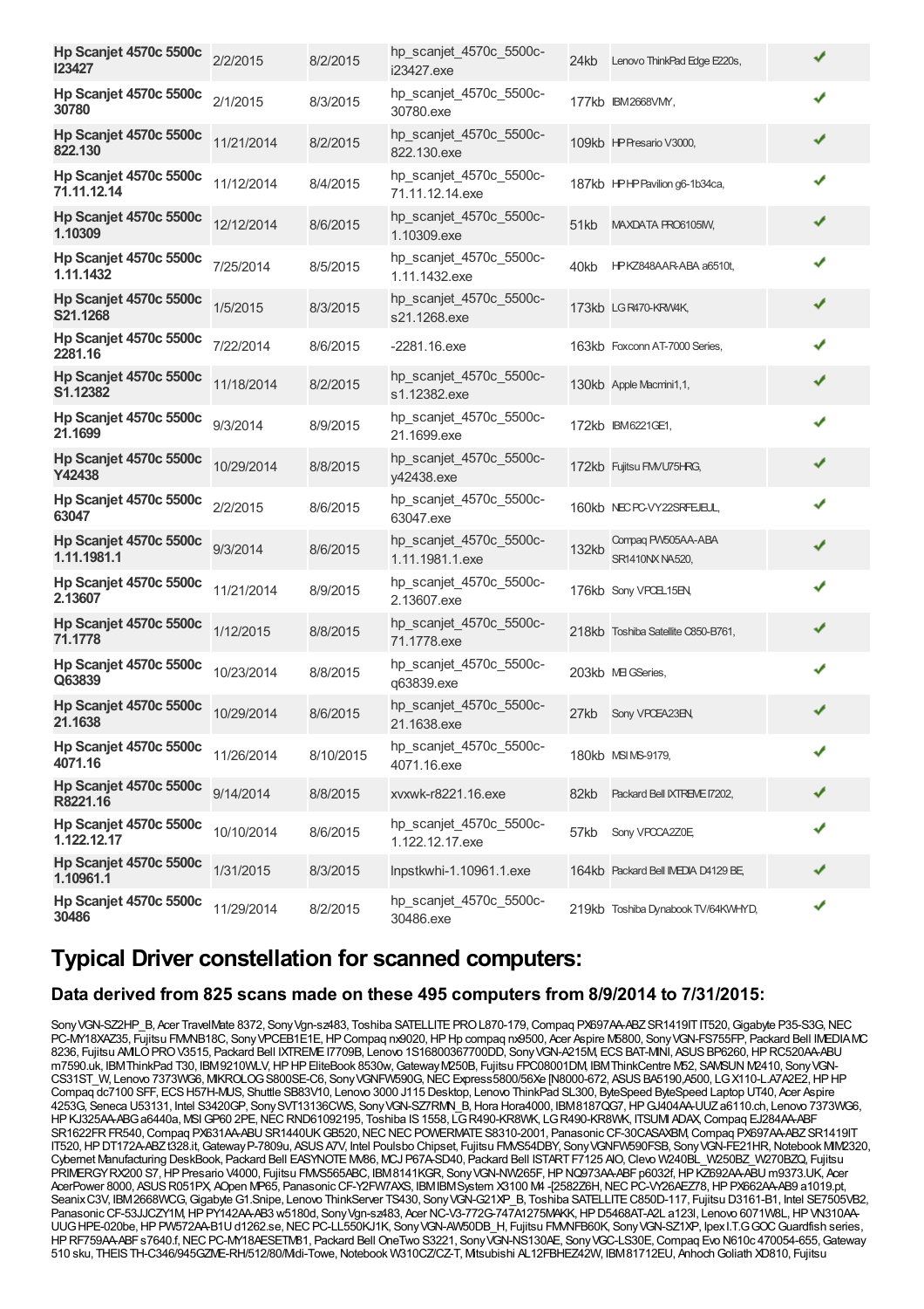| Hp Scanjet 4570c 5500c I23427 | 2/2/2015 | 8/2/2015 | hp_scanjet_4570c_5500c-i23427.exe | 24kb | Lenovo ThinkPad Edge E220s, | ✔ |
|---|---|---|---|---|---|---|
| Hp Scanjet 4570c 5500c 30780 | 2/1/2015 | 8/3/2015 | hp_scanjet_4570c_5500c-30780.exe | 177kb | IBM 2668VMY, | ✔ |
| Hp Scanjet 4570c 5500c 822.130 | 11/21/2014 | 8/2/2015 | hp_scanjet_4570c_5500c-822.130.exe | 109kb | HP Presario V3000, | ✔ |
| Hp Scanjet 4570c 5500c 71.11.12.14 | 11/12/2014 | 8/4/2015 | hp_scanjet_4570c_5500c-71.11.12.14.exe | 187kb | HP HP Pavilion g6-1b34ca, | ✔ |
| Hp Scanjet 4570c 5500c 1.10309 | 12/12/2014 | 8/6/2015 | hp_scanjet_4570c_5500c-1.10309.exe | 51kb | MAXDATA PRO6105IW, | ✔ |
| Hp Scanjet 4570c 5500c 1.11.1432 | 7/25/2014 | 8/5/2015 | hp_scanjet_4570c_5500c-1.11.1432.exe | 40kb | HP KZ848AAR-ABA a6510t, | ✔ |
| Hp Scanjet 4570c 5500c S21.1268 | 1/5/2015 | 8/3/2015 | hp_scanjet_4570c_5500c-s21.1268.exe | 173kb | LG R470-KRW4K, | ✔ |
| Hp Scanjet 4570c 5500c 2281.16 | 7/22/2014 | 8/6/2015 | -2281.16.exe | 163kb | Foxconn AT-7000 Series, | ✔ |
| Hp Scanjet 4570c 5500c S1.12382 | 11/18/2014 | 8/2/2015 | hp_scanjet_4570c_5500c-s1.12382.exe | 130kb | Apple Macmini1,1, | ✔ |
| Hp Scanjet 4570c 5500c 21.1699 | 9/3/2014 | 8/9/2015 | hp_scanjet_4570c_5500c-21.1699.exe | 172kb | IBM 6221GE1, | ✔ |
| Hp Scanjet 4570c 5500c Y42438 | 10/29/2014 | 8/8/2015 | hp_scanjet_4570c_5500c-y42438.exe | 172kb | Fujitsu FMVU75HRG, | ✔ |
| Hp Scanjet 4570c 5500c 63047 | 2/2/2015 | 8/6/2015 | hp_scanjet_4570c_5500c-63047.exe | 160kb | NEC PC-VY22SRFEJEUL, | ✔ |
| Hp Scanjet 4570c 5500c 1.11.1981.1 | 9/3/2014 | 8/6/2015 | hp_scanjet_4570c_5500c-1.11.1981.1.exe | 132kb | Compaq PW505AA-ABA SR1410NX NA520, | ✔ |
| Hp Scanjet 4570c 5500c 2.13607 | 11/21/2014 | 8/9/2015 | hp_scanjet_4570c_5500c-2.13607.exe | 176kb | Sony VPCEL15EN, | ✔ |
| Hp Scanjet 4570c 5500c 71.1778 | 1/12/2015 | 8/8/2015 | hp_scanjet_4570c_5500c-71.1778.exe | 218kb | Toshiba Satellite C850-B761, | ✔ |
| Hp Scanjet 4570c 5500c Q63839 | 10/23/2014 | 8/8/2015 | hp_scanjet_4570c_5500c-q63839.exe | 203kb | MEI GSeries, | ✔ |
| Hp Scanjet 4570c 5500c 21.1638 | 10/29/2014 | 8/6/2015 | hp_scanjet_4570c_5500c-21.1638.exe | 27kb | Sony VPCEA23EN, | ✔ |
| Hp Scanjet 4570c 5500c 4071.16 | 11/26/2014 | 8/10/2015 | hp_scanjet_4570c_5500c-4071.16.exe | 180kb | MSI MS-9179, | ✔ |
| Hp Scanjet 4570c 5500c R8221.16 | 9/14/2014 | 8/8/2015 | xvxwk-r8221.16.exe | 82kb | Packard Bell IXTREME I7202, | ✔ |
| Hp Scanjet 4570c 5500c 1.122.12.17 | 10/10/2014 | 8/6/2015 | hp_scanjet_4570c_5500c-1.122.12.17.exe | 57kb | Sony VPCCA2Z0E, | ✔ |
| Hp Scanjet 4570c 5500c 1.10961.1 | 1/31/2015 | 8/3/2015 | lnpstkwhi-1.10961.1.exe | 164kb | Packard Bell IMEDIA D4129 BE, | ✔ |
| Hp Scanjet 4570c 5500c 30486 | 11/29/2014 | 8/2/2015 | hp_scanjet_4570c_5500c-30486.exe | 219kb | Toshiba Dynabook TV/64KWHYD, | ✔ |

## Typical Driver constellation for scanned computers:

### Data derived from 825 scans made on these 495 computers from 8/9/2014 to 7/31/2015:

Sony VGN-SZ2HP_B, Acer TravelMate 8372, Sony Vgn-sz483, Toshiba SATELLITE PRO L870-179, Compaq PX697AA-ABZ SR1419IT IT520, Gigabyte P35-S3G, NEC PC-MY18XAZ35, Fujitsu FMVNB18C, Sony VPCEB1E1E, HP Compaq nx9020, HP Hp compaq nx9500, Acer Aspire M5800, Sony VGN-FS755FP, Packard Bell IMEDIA MC 8236, Fujitsu AMILO PRO V3515, Packard Bell IXTREME I7709B, Lenovo 1S16800367700DD, Sony VGN-A215M, ECS BAT-MINI, ASUS BP6260, HP RC520AA-ABU m7590.uk, IBM ThinkPad T30, IBM 9210WLV, HP HP EliteBook 8530w, Gateway M250B, Fujitsu FPC08001DM, IBM ThinkCentre M52, SAMSUN M2410, Sony VGN-CS31ST_W, Lenovo 7373WG6, MIKROLOG S800SE-C6, Sony VGNFW590G, NEC Express5800/56Xe [N8000-672, ASUS BA5190,A500, LG X110-L.A7A2E2, HP HP Compaq dc7100 SFF, ECS H57H-MUS, Shuttle SB83V10, Lenovo 3000 J115 Desktop, Lenovo ThinkPad SL300, ByteSpeed ByteSpeed Laptop UT40, Acer Aspire 4253G, Seneca U53131, Intel S3420GP, Sony SVT13136CWS, Sony VGN-SZ7RMN_B, Hora Hora4000, IBM 8187QG7, HP GJ404AA-UUZ a6110.ch, Lenovo 7373WG6, HP KJ325AA-ABG a6440a, MSI GP60 2PE, NEC RND61092195, Toshiba IS 1558, LG R490-KR8WK, LG R490-KR8WK, ITSUMI ADAX, Compaq EJ284AA-ABF SR1622FR FR540, Compaq PX631AA-ABU SR1440UK GB520, NEC NEC POWERMATE S8310-2001, Panasonic CF-30CASAXBM, Compaq PX697AA-ABZ SR1419IT IT520, HP DT172A-ABZ t328.it, Gateway P-7809u, ASUS A7V, Intel Poulsbo Chipset, Fujitsu FMVS54DBY, Sony VGNFW590FSB, Sony VGN-FE21HR, Notebook MIM2320, Cybernet Manufacturing DeskBook, Packard Bell EASYNOTE MV86, MCJ P67A-SD40, Packard Bell ISTART F7125 AIO, Clevo W240BL_W250BZ_W270BZQ, Fujitsu PRIMERGY RX200 S7, HP Presario V4000, Fujitsu FMVS565ABC, IBM 8141KGR, Sony VGN-NW265F, HP NQ973AA-ABF p6032f, HP KZ692AA-ABU m9373.UK, Acer AcerPower 8000, ASUS R051PX, AOpen MP65, Panasonic CF-Y2FW7AXS, IBM IBM System X3100 M4 -[2582Z6H, NEC PC-VY26AEZ78, HP PX662AA-AB9 a1019.pt, Seanix C3V, IBM 2668WCG, Gigabyte G1.Snipe, Lenovo ThinkServer TS430, Sony VGN-G21XP_B, Toshiba SATELLITE C850D-117, Fujitsu D3161-B1, Intel SE7505VB2, Panasonic CF-53JJCZY1M, HP PY142AA-AB3 w5180d, Sony Vgn-sz483, Acer NC-V3-772G-747A1275MAKK, HP D5468AT-A2L a123l, Lenovo 6071W8L, HP VN310AA-UUG HPE-020be, HP PW572AA-B1U d1262.se, NEC PC-LL550KJ1K, Sony VGN-AW50DB_H, Fujitsu FMVNFB60K, Sony VGN-SZ1XP, Ipex I.T.G GOC Guardfish series, HP RF759AA-ABF s7640.f, NEC PC-MY18AESETM81, Packard Bell OneTwo S3221, Sony VGN-NS130AE, Sony VGC-LS30E, Compaq Evo N610c 470054-655, Gateway 510 sku, THEIS TH-C346/945GZME-RH/512/80/Midi-Towe, Notebook W310CZ/CZ-T, Mitsubishi AL12FBHEZ42W, IBM 81712EU, Anhoch Goliath XD810, Fujitsu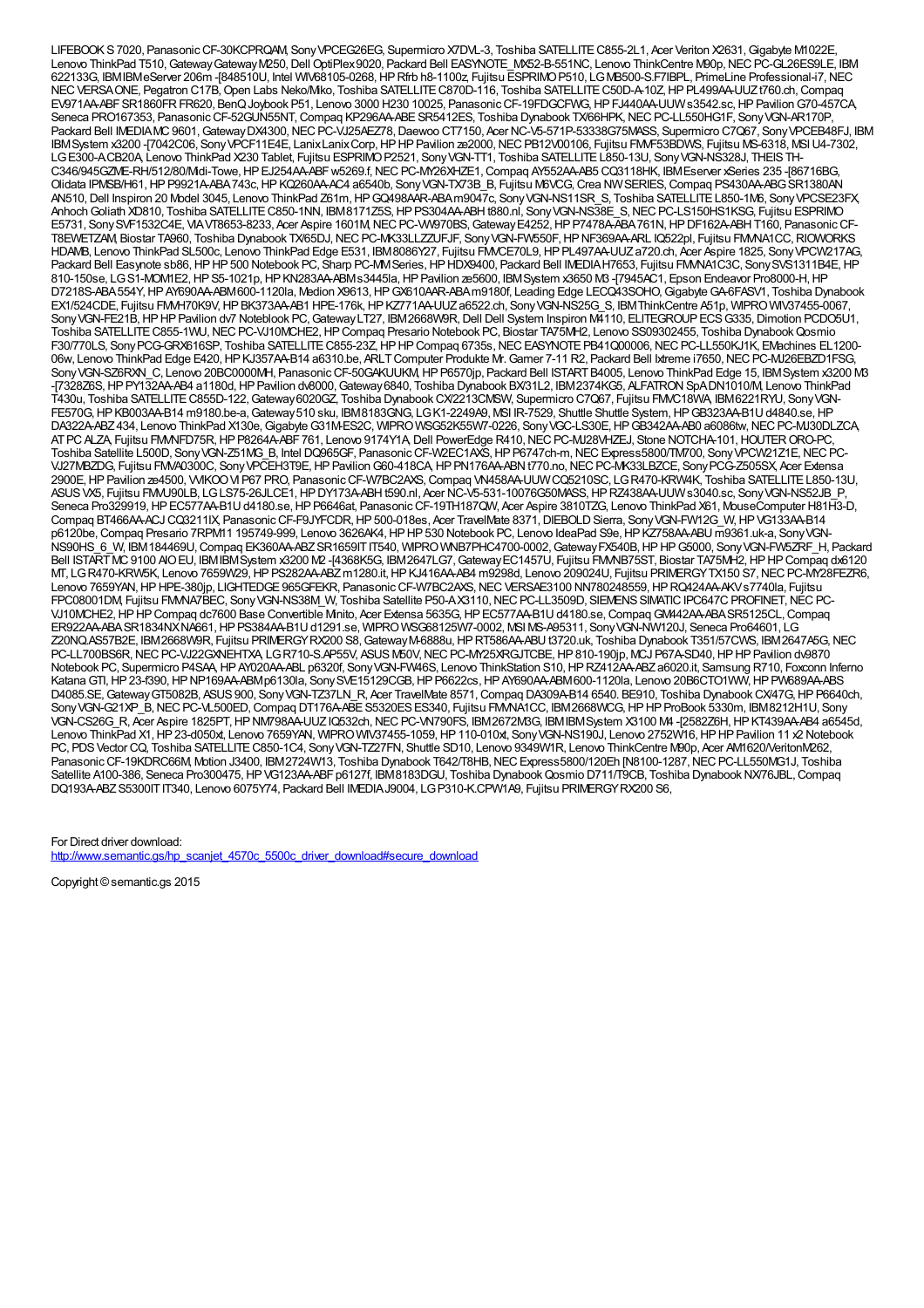LIFEBOOK S 7020, Panasonic CF-30KCPRQAM, Sony VPCEG26EG, Supermicro X7DVL-3, Toshiba SATELLITE C855-2L1, Acer Veriton X2631, Gigabyte M1022E, Lenovo ThinkPad T510, Gateway Gateway M250, Dell OptiPlex 9020, Packard Bell EASYNOTE_MX52-B-551NC, Lenovo ThinkCentre M90p, NEC PC-GL26ES9LE, IBM 622133G, IBM IBM eServer 206m -[848510U, Intel WIV68105-0268, HP Rfrb h8-1100z, Fujitsu ESPRIMO P510, LG MB500-S.F7IBPL, PrimeLine Professional-i7, NEC NEC VERSA ONE, Pegatron C17B, Open Labs Neko/Miko, Toshiba SATELLITE C870D-116, Toshiba SATELLITE C50D-A-10Z, HP PL499AA-UUZ t760.ch, Compaq EV971AA-ABF SR1860FR FR620, BenQ Joybook P51, Lenovo 3000 H230 10025, Panasonic CF-19FDGCFWG, HP FJ440AA-UUW s3542.sc, HP Pavilion G70-457CA, Seneca PRO167353, Panasonic CF-52GUN55NT, Compaq KP296AA-ABE SR5412ES, Toshiba Dynabook TX/66HPK, NEC PC-LL550HG1F, Sony VGN-AR170P, Packard Bell IMEDIA MC 9601, Gateway DX4300, NEC PC-VJ25AEZ78, Daewoo CT7150, Acer NC-V5-571P-53338G75MASS, Supermicro C7Q67, Sony VPCEB48FJ, IBM IBM System x3200 -[7042C06, Sony VPCF11E4E, Lanix Lanix Corp, HP HP Pavilion ze2000, NEC PB12V00106, Fujitsu FMVF53BDWS, Fujitsu MS-6318, MSI U4-7302, LG E300-A.CB20A, Lenovo ThinkPad X230 Tablet, Fujitsu ESPRIMO P2521, Sony VGN-TT1, Toshiba SATELLITE L850-13U, Sony VGN-NS328J, THEIS TH-C346/945GZME-RH/512/80/Midi-Towe, HP EJ254AA-ABF w5269.f, NEC PC-MY26XHZE1, Compaq AY552AA-AB5 CQ3118HK, IBM Eserver xSeries 235 -[86716BG, Olidata IPMSB/H61, HP P9921A-ABA 743c, HP KQ260AA-AC4 a6540b, Sony VGN-TX73B_B, Fujitsu M6VCG, Crea NW SERIES, Compaq PS430AA-ABG SR1380AN AN510, Dell Inspiron 20 Model 3045, Lenovo ThinkPad Z61m, HP GQ498AAR-ABA m9047c, Sony VGN-NS11SR_S, Toshiba SATELLITE L850-1M6, Sony VPCSE23FX, Anhoch Goliath XD810, Toshiba SATELLITE C850-1NN, IBM 8171Z5S, HP PS304AA-ABH t880.nl, Sony VGN-NS38E_S, NEC PC-LS150HS1KSG, Fujitsu ESPRIMO E5731, Sony SVF1532C4E, VIA VT8653-8233, Acer Aspire 1601M, NEC PC-VW970BS, Gateway E4252, HP P7478A-ABA 761N, HP DF162A-ABH T160, Panasonic CF-T8EWETZAM, Biostar TA960, Toshiba Dynabook TX/65DJ, NEC PC-MK33LLZZUFJF, Sony VGN-FW550F, HP NF369AA-ARL IQ522pl, Fujitsu FMVNA1CC, RIOWORKS HDAMB, Lenovo ThinkPad SL500c, Lenovo ThinkPad Edge E531, IBM 8086Y27, Fujitsu FMVCE70L9, HP PL497AA-UUZ a720.ch, Acer Aspire 1825, Sony VPCW217AG, Packard Bell Easynote sb86, HP HP 500 Notebook PC, Sharp PC-MM Series, HP HDX9400, Packard Bell IMEDIA H7653, Fujitsu FMVNA1C3C, Sony SVS1311B4E, HP 810-150se, LG S1-MOM1E2, HP S5-1021p, HP KN283AA-ABM s3445la, HP Pavilion ze5600, IBM System x3650 M3 -[7945AC1, Epson Endeavor Pro8000-H, HP D7218S-ABA 554Y, HP AY690AA-ABM 600-1120la, Medion X9613, HP GX610AAR-ABA m9180f, Leading Edge LECQ43SOHO, Gigabyte GA-6FASV1, Toshiba Dynabook EX1/524CDE, Fujitsu FMVH70K9V, HP BK373AA-AB1 HPE-176k, HP KZ771AA-UUZ a6522.ch, Sony VGN-NS25G_S, IBM ThinkCentre A51p, WIPRO WIV37455-0067, Sony VGN-FE21B, HP HP Pavilion dv7 Noteblook PC, Gateway LT27, IBM 2668W9R, Dell Dell System Inspiron M4110, ELITEGROUP ECS G335, Dimotion PCDO5U1, Toshiba SATELLITE C855-1WU, NEC PC-VJ10MCHE2, HP Compaq Presario Notebook PC, Biostar TA75MH2, Lenovo SS09302455, Toshiba Dynabook Qosmio F30/770LS, Sony PCG-GRX616SP, Toshiba SATELLITE C855-23Z, HP HP Compaq 6735s, NEC EASYNOTE PB41Q00006, NEC PC-LL550KJ1K, EMachines EL1200-06w, Lenovo ThinkPad Edge E420, HP KJ357AA-B14 a6310.be, ARLT Computer Produkte Mr. Gamer 7-11 R2, Packard Bell Ixtreme i7650, NEC PC-MJ26EBZD1FSG, Sony VGN-SZ6RXN_C, Lenovo 20BC0000MH, Panasonic CF-50GAKUUKM, HP P6570jp, Packard Bell ISTART B4005, Lenovo ThinkPad Edge 15, IBM System x3200 M3 -[7328Z6S, HP PY132AA-AB4 a1180d, HP Pavilion dv8000, Gateway 6840, Toshiba Dynabook BX/31L2, IBM 2374KG5, ALFATRON SpA DN1010/M, Lenovo ThinkPad T430u, Toshiba SATELLITE C855D-122, Gateway 6020GZ, Toshiba Dynabook CX/2213CMSW, Supermicro C7Q67, Fujitsu FMVC18WA, IBM 6221RYU, Sony VGN-FE570G, HP KB003AA-B14 m9180.be-a, Gateway 510 sku, IBM 8183GNG, LG K1-2249A9, MSI IR-7529, Shuttle Shuttle System, HP GB323AA-B1U d4840.se, HP DA322A-ABZ 434, Lenovo ThinkPad X130e, Gigabyte G31M-ES2C, WIPRO WSG52K55W7-0226, Sony VGC-LS30E, HP GB342AA-AB0 a6086tw, NEC PC-MJ30DLZCA, AT PC ALZA, Fujitsu FMVNFD75R, HP P8264A-ABF 761, Lenovo 9174Y1A, Dell PowerEdge R410, NEC PC-MJ28VHZEJ, Stone NOTCHA-101, HOUTER ORO-PC, Toshiba Satellite L500D, Sony VGN-Z51MG_B, Intel DQ965GF, Panasonic CF-W2EC1AXS, HP P6747ch-m, NEC Express5800/TM700, Sony VPCW21Z1E, NEC PC-VJ27MBZDG, Fujitsu FMVA0300C, Sony VPCEH3T9E, HP Pavilion G60-418CA, HP PN176AA-ABN t770.no, NEC PC-MK33LBZCE, Sony PCG-Z505SX, Acer Extensa 2900E, HP Pavilion ze4500, WIKOO VI P67 PRO, Panasonic CF-W7BC2AXS, Compaq VN458AA-UUW CQ5210SC, LG R470-KRW4K, Toshiba SATELLITE L850-13U, ASUS VX5, Fujitsu FMVU90LB, LG LS75-26JLCE1, HP DY173A-ABH t590.nl, Acer NC-V5-531-10076G50MASS, HP RZ438AA-UUW s3040.sc, Sony VGN-NS52JB_P, Seneca Pro329919, HP EC577AA-B1U d4180.se, HP P6646at, Panasonic CF-19TH187QW, Acer Aspire 3810TZG, Lenovo ThinkPad X61, MouseComputer H81H3-D, Compaq BT466AA-ACJ CQ3211IX, Panasonic CF-F9JYFCDR, HP 500-018es, Acer TravelMate 8371, DIEBOLD Sierra, Sony VGN-FW12G_W, HP VG133AA-B14 p6120be, Compaq Presario 7RPM11 195749-999, Lenovo 3626AK4, HP HP 530 Notebook PC, Lenovo IdeaPad S9e, HP KZ758AA-ABU m9361.uk-a, Sony VGN-NS90HS_6_W, IBM 184469U, Compaq EK360AA-ABZ SR1659IT IT540, WIPRO WNB7PHC4700-0002, Gateway FX540B, HP HP G5000, Sony VGN-FW5ZRF_H, Packard Bell ISTART MC 9100 AIO EU, IBM IBM System x3200 M2 -[4368K5G, IBM 2647LG7, Gateway EC1457U, Fujitsu FMVNB75ST, Biostar TA75MH2, HP HP Compaq dx6120 MT, LG R470-KRW5K, Lenovo 7659W29, HP PS282AA-ABZ m1280.it, HP KJ416AA-AB4 m9298d, Lenovo 209024U, Fujitsu PRIMERGY TX150 S7, NEC PC-MY28FEZR6, Lenovo 7659YAN, HP HPE-380jp, LIGHTEDGE 965GFEKR, Panasonic CF-W7BC2AXS, NEC VERSAE3100 NN780248559, HP RQ424AA-AKV s7740la, Fujitsu FPC08001DM, Fujitsu FMVNA7BEC, Sony VGN-NS38M_W, Toshiba Satellite P50-A X3110, NEC PC-LL3509D, SIEMENS SIMATIC IPC647C PROFINET, NEC PC-VJ10MCHE2, HP HP Compaq dc7600 Base Convertible Minito, Acer Extensa 5635G, HP EC577AA-B1U d4180.se, Compaq GM442AA-ABA SR5125CL, Compaq ER922AA-ABA SR1834NX NA661, HP PS384AA-B1U d1291.se, WIPRO WSG68125W7-0002, MSI MS-A95311, Sony VGN-NW120J, Seneca Pro64601, LG Z20NQ.AS57B2E, IBM 2668W9R, Fujitsu PRIMERGY RX200 S8, Gateway M-6888u, HP RT586AA-ABU t3720.uk, Toshiba Dynabook T351/57CWS, IBM 2647A5G, NEC PC-LL700BS6R, NEC PC-VJ22GXNEHTXA, LG R710-S.AP55V, ASUS M50V, NEC PC-MY25XRGJTCBE, HP 810-190jp, MCJ P67A-SD40, HP HP Pavilion dv9870 Notebook PC, Supermicro P4SAA, HP AY020AA-ABL p6320f, Sony VGN-FW46S, Lenovo ThinkStation S10, HP RZ412AA-ABZ a6020.it, Samsung R710, Foxconn Inferno Katana GTI, HP 23-f390, HP NP169AA-ABM p6130la, Sony SVE15129CGB, HP P6622cs, HP AY690AA-ABM 600-1120la, Lenovo 20B6CTO1WW, HP PW689AA-ABS D4085.SE, Gateway GT5082B, ASUS 900, Sony VGN-TZ37LN_R, Acer TravelMate 8571, Compaq DA309A-B14 6540. BE910, Toshiba Dynabook CX/47G, HP P6640ch, Sony VGN-G21XP_B, NEC PC-VL500ED, Compaq DT176A-ABE S5320ES ES340, Fujitsu FMVNA1CC, IBM 2668WCG, HP HP ProBook 5330m, IBM 8212H1U, Sony VGN-CS26G_R, Acer Aspire 1825PT, HP NM798AA-UUZ IQ532ch, NEC PC-VN790FS, IBM 2672M3G, IBM IBM System X3100 M4 -[2582Z6H, HP KT439AA-AB4 a6545d, Lenovo ThinkPad X1, HP 23-d050xt, Lenovo 7659YAN, WIPRO WIV37455-1059, HP 110-010xt, Sony VGN-NS190J, Lenovo 2752W16, HP HP Pavilion 11 x2 Notebook PC, PDS Vector CQ, Toshiba SATELLITE C850-1C4, Sony VGN-TZ27FN, Shuttle SD10, Lenovo 9349W1R, Lenovo ThinkCentre M90p, Acer AM1620/VeritonM262, Panasonic CF-19KDRC66M, Motion J3400, IBM 2724W13, Toshiba Dynabook T642/T8HB, NEC Express5800/120Eh [N8100-1287, NEC PC-LL550MG1J, Toshiba Satellite A100-386, Seneca Pro300475, HP VG123AA-ABF p6127f, IBM 8183DGU, Toshiba Dynabook Qosmio D711/T9CB, Toshiba Dynabook NX/76JBL, Compaq DQ193A-ABZ S5300IT IT340, Lenovo 6075Y74, Packard Bell IMEDIA J9004, LG P310-K.CPW1A9, Fujitsu PRIMERGY RX200 S6,

For Direct driver download:
[http://www.semantic.gs/hp_scanjet_4570c_5500c_driver_download#secure_download](http://www.semantic.gs/hp_scanjet_4570c_5500c_driver_download#secure_download)

Copyright © semantic.gs 2015